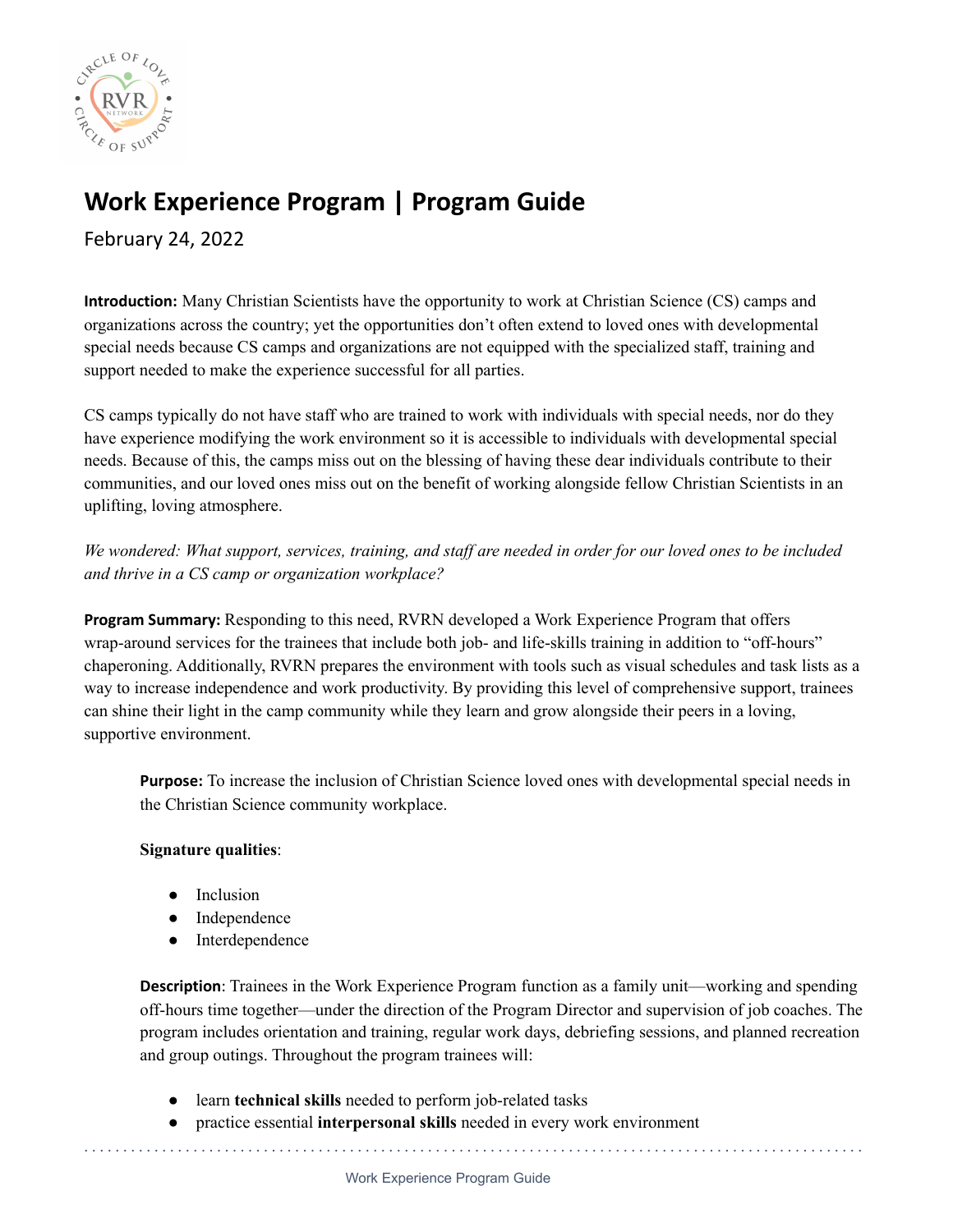# Work Experience Program | Program Guide

February 24, 2022

**Introduction:** Many Christian Scientists have the opportunity to work at Christian Science (CS) camps and organizations across the country; yet the opportunities don't often extend to loved ones with developmental special needs because CS camps and organizations are not equipped with the specialized staff, training and support needed to make the experience successful for all parties.

CS camps typically do not have staff who are trained to work with individuals with special needs, nor do they have experience modifying the work environment so it is accessible to individuals with developmental special needs. Because of this, the camps miss out on the blessing of having these dear individuals contribute to their communities, and our loved ones miss out on the benefit of working alongside fellow Christian Scientists in an uplifting, loving atmosphere.

*We wondered: What support, services, training, and staff are needed in order for our loved ones to be included and thrive in a CS camp or organization workplace?*

**Program Summary:** Responding to this need, RVRN developed a Work Experience Program that offers wrap-around services for the trainees that include both job- and life-skills training in addition to "off-hours" chaperoning. Additionally, RVRN prepares the environment with tools such as visual schedules and task lists as a way to increase independence and work productivity. By providing this level of comprehensive support, trainees can shine their light in the camp community while they learn and grow alongside their peers in a loving, supportive environment.

**Purpose:** To increase the inclusion of Christian Science loved ones with developmental special needs in the Christian Science community workplace.

**Signature qualities**:

- Inclusion
- Independence
- Interdependence

**Description**: Trainees in the Work Experience Program function as a family unit—working and spending off-hours time together—under the direction of the Program Director and supervision of job coaches. The program includes orientation and training, regular work days, debriefing sessions, and planned recreation and group outings. Throughout the program trainees will:

- learn **technical skills** needed to perform job-related tasks
- practice essential **interpersonal skills** needed in every work environment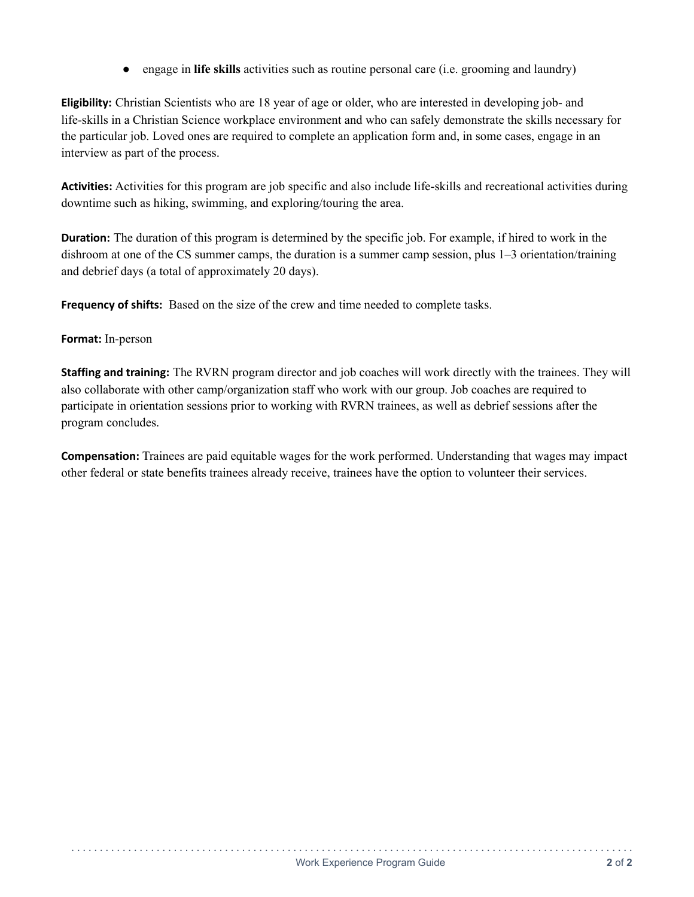- engage in **life skills** activities such as routine personal care (i.e. grooming and laundry)

**Eligibility:** Christian Scientists who are 18 year of age or older, who are interested in developing job- and life-skills in a Christian Science workplace environment and who can safely demonstrate the skills necessary for the particular job. Loved ones are required to complete an application form and, in some cases, engage in an interview as part of the process.

**Activities:** Activities for this program are job specific and also include life-skills and recreational activities during downtime such as hiking, swimming, and exploring/touring the area.

**Duration:** The duration of this program is determined by the specific job. For example, if hired to work in the dishroom at one of the CS summer camps, the duration is a summer camp session, plus 1–3 orientation/training and debrief days (a total of approximately 20 days).

**Frequency of shifts:** Based on the size of the crew and time needed to complete tasks.

**Format:** In-person

**Staffing and training:** The RVRN program director and job coaches will work directly with the trainees. They will also collaborate with other camp/organization staff who work with our group. Job coaches are required to participate in orientation sessions prior to working with RVRN trainees, as well as debrief sessions after the program concludes.

**Compensation:** Trainees are paid equitable wages for the work performed. Understanding that wages may impact other federal or state benefits trainees already receive, trainees have the option to volunteer their services.